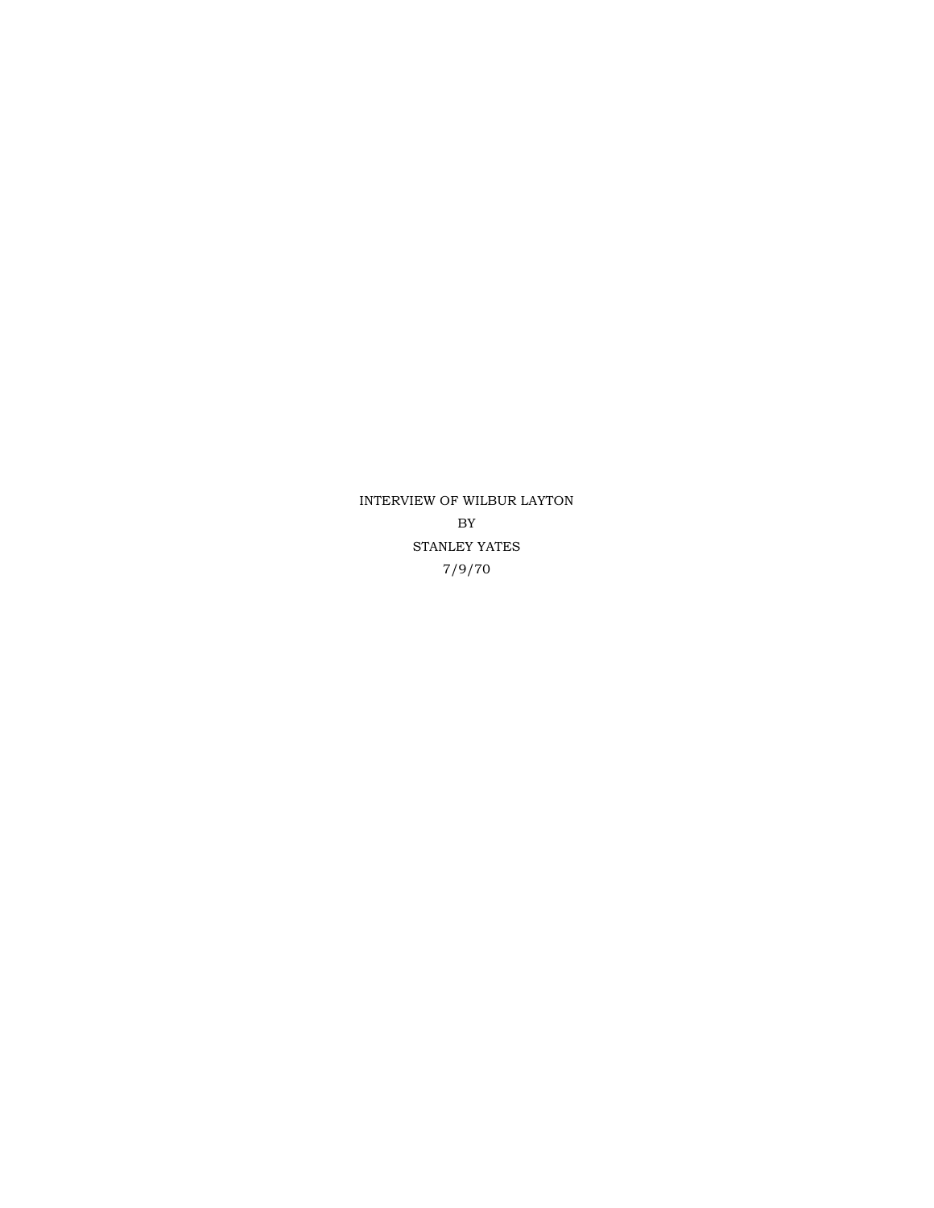INTERVIEW OF WILBUR LAYTON

BY

STANLEY YATES

7/9/70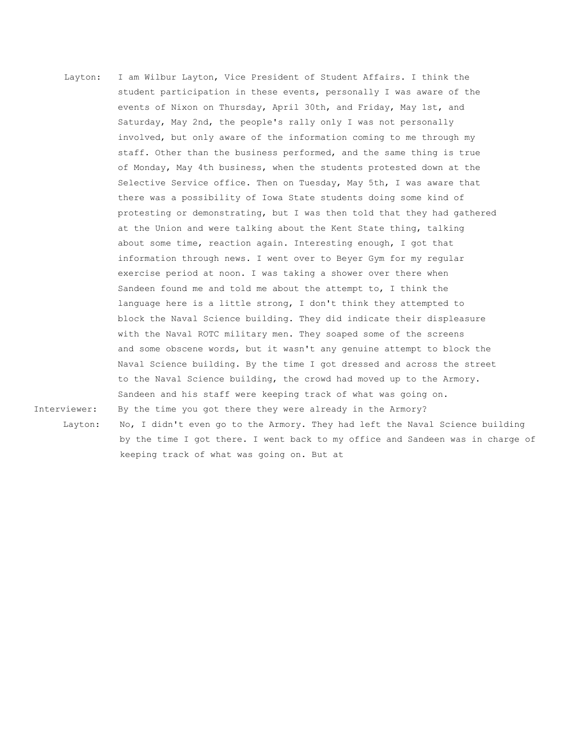**Layton:** I am Wilbur Layton, Vice President of Student Affairs. I think the student participation in these events, personally I was aware of the events of Nixon on Thursday, April 30th, and Friday, May 1st, and Saturday, May 2nd, the people's rally only I was not personally involved, but only aware of the information coming to me through my staff. Other than the business performed, and the same thing is true of Monday, May 4th business, when the students protested down at the Selective Service office. Then on Tuesday, May 5th, I was aware that there was a possibility of Iowa State students doing some kind of protesting or demonstrating, but I was then told that they had gathered at the Union and were talking about the Kent State thing, talking about some time, reaction again. Interesting enough, I got that information through news. I went over to Beyer Gym for my regular exercise period at noon. I was taking a shower over there when Sandeen found me and told me about the attempt to, I think the language here is a little strong, I don't think they attempted to block the Naval Science building. They did indicate their displeasure with the Naval ROTC military men. They soaped some of the screens and some obscene words, but it wasn't any genuine attempt to block the Naval Science building. By the time I got dressed and across the street to the Naval Science building, the crowd had moved up to the Armory. Sandeen and his staff were keeping track of what was going on.

**Interviewer:** By the time you got there they were already in the Armory?

**Layton:** No, I didn't even go to the Armory. They had left the Naval Science building by the time I got there. I went back to my office and Sandeen was in charge of keeping track of what was going on. But at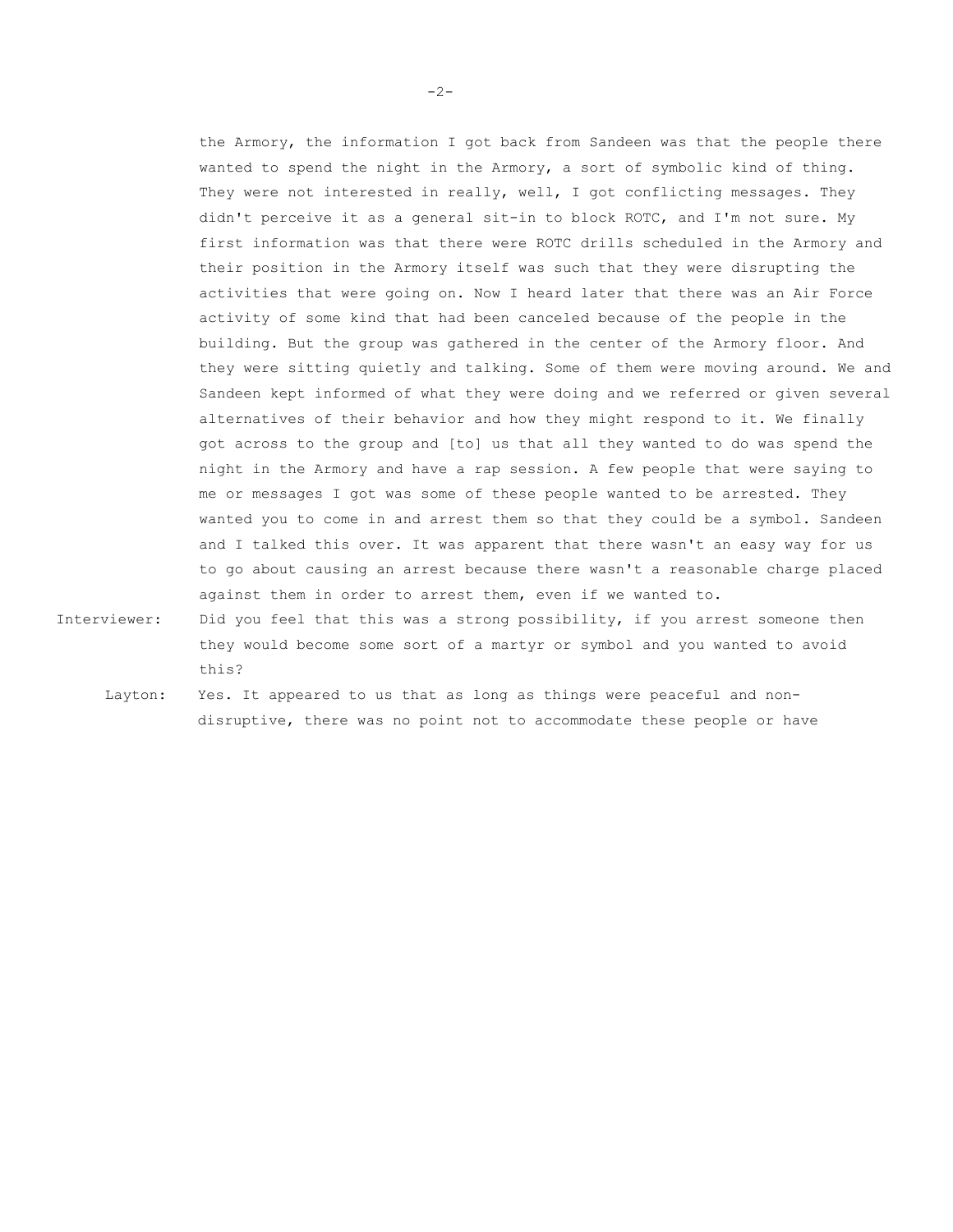the Armory, the information I got back from Sandeen was that the people there wanted to spend the night in the Armory, a sort of symbolic kind of thing. They were not interested in really, well, I got conflicting messages. They didn't perceive it as a general sit-in to block ROTC, and I'm not sure. My first information was that there were ROTC drills scheduled in the Armory and their position in the Armory itself was such that they were disrupting the activities that were going on. Now I heard later that there was an Air Force activity of some kind that had been canceled because of the people in the building. But the group was gathered in the center of the Armory floor. And they were sitting quietly and talking. Some of them were moving around. We and Sandeen kept informed of what they were doing and we referred or given several alternatives of their behavior and how they might respond to it. We finally got across to the group and [to] us that all they wanted to do was spend the night in the Armory and have a rap session. A few people that were saying to me or messages I got was some of these people wanted to be arrested. They wanted you to come in and arrest them so that they could be a symbol. Sandeen and I talked this over. It was apparent that there wasn't an easy way for us to go about causing an arrest because there wasn't a reasonable charge placed against them in order to arrest them, even if we wanted to.

**Interviewer:** Did you feel that this was a strong possibility, if you arrest someone then they would become some sort of a martyr or symbol and you wanted to avoid this?

**Layton:** Yes. It appeared to us that as long as things were peaceful and non-disruptive, there was no point not to accommodate these people or have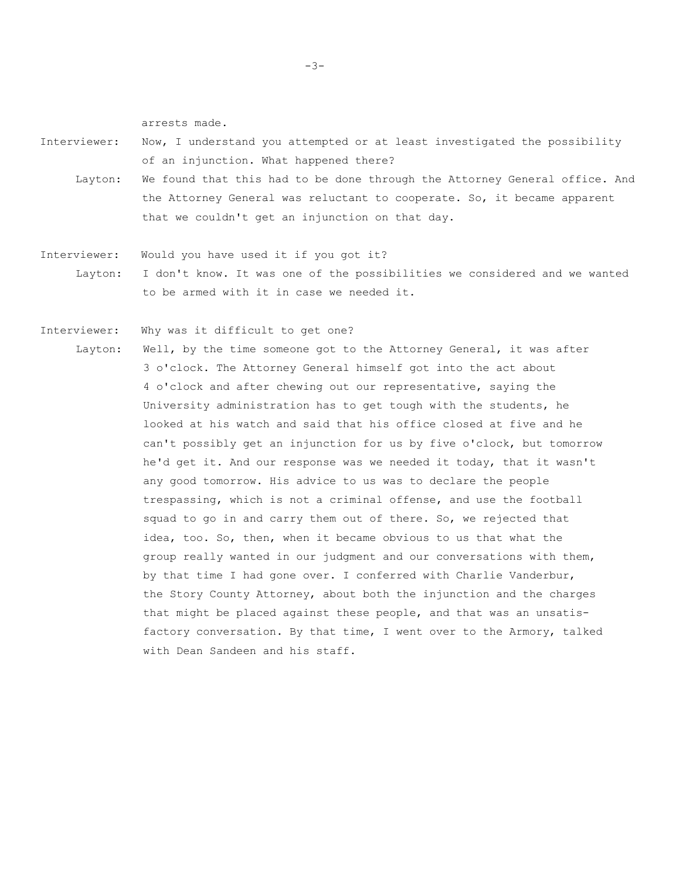arrests made.

**Interviewer:** Now, I understand you attempted or at least investigated the possibility of an injunction. What happened there?

**Layton:** We found that this had to be done through the Attorney General office. And the Attorney General was reluctant to cooperate. So, it became apparent that we couldn't get an injunction on that day.

**Interviewer:** Would you have used it if you got it?

**Layton:** I don't know. It was one of the possibilities we considered and we wanted to be armed with it in case we needed it.

**Interviewer:** Why was it difficult to get one?

**Layton:** Well, by the time someone got to the Attorney General, it was after 3 o'clock. The Attorney General himself got into the act about 4 o'clock and after chewing out our representative, saying the University administration has to get tough with the students, he looked at his watch and said that his office closed at five and he can't possibly get an injunction for us by five o'clock, but tomorrow he'd get it. And our response was we needed it today, that it wasn't any good tomorrow. His advice to us was to declare the people trespassing, which is not a criminal offense, and use the football squad to go in and carry them out of there. So, we rejected that idea, too. So, then, when it became obvious to us that what the group really wanted in our judgment and our conversations with them, by that time I had gone over. I conferred with Charlie Vanderbur, the Story County Attorney, about both the injunction and the charges that might be placed against these people, and that was an unsatisfactory conversation. By that time, I went over to the Armory, talked with Dean Sandeen and his staff.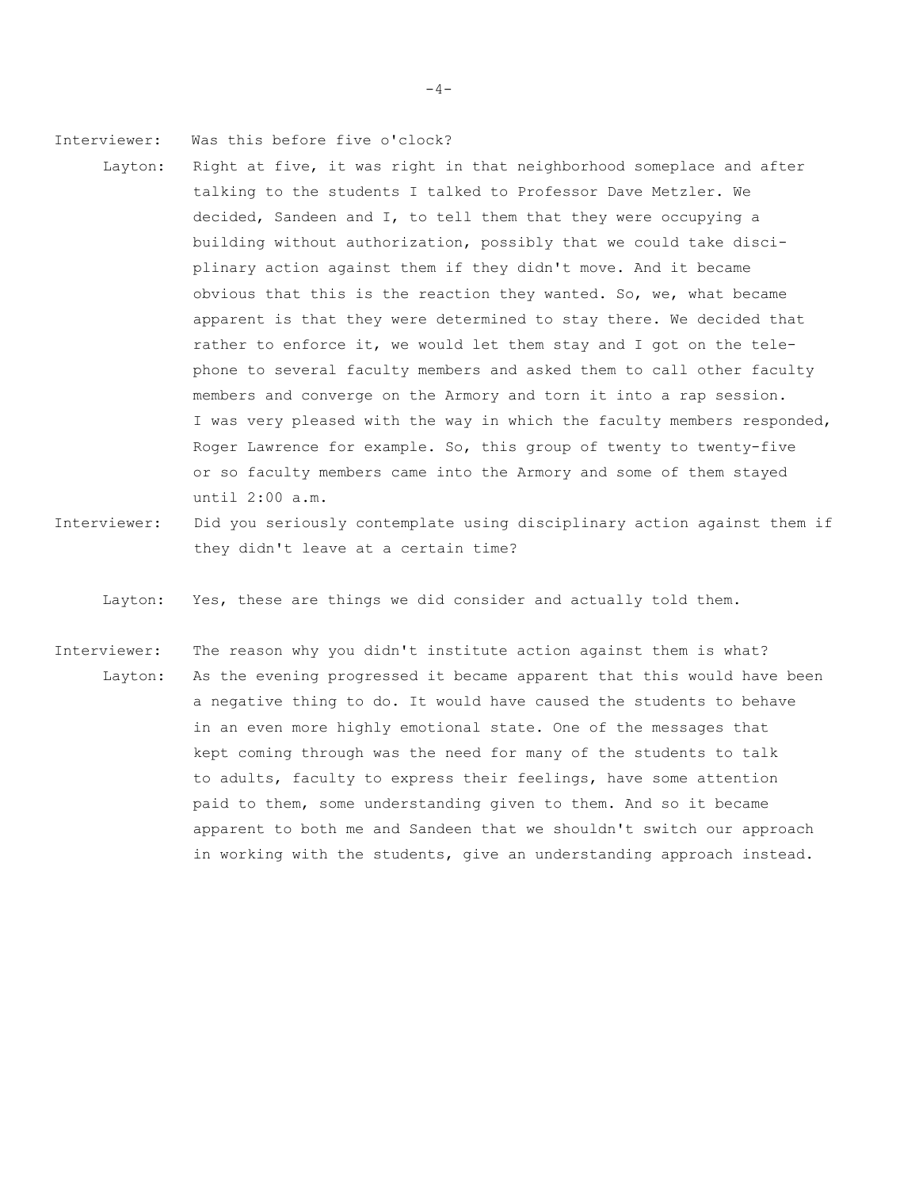Interviewer: Was this before five o'clock?

Layton: Right at five, it was right in that neighborhood someplace and after talking to the students I talked to Professor Dave Metzler. We decided, Sandeen and I, to tell them that they were occupying a building without authorization, possibly that we could take disciplinary action against them if they didn't move. And it became obvious that this is the reaction they wanted. So, we, what became apparent is that they were determined to stay there. We decided that rather to enforce it, we would let them stay and I got on the telephone to several faculty members and asked them to call other faculty members and converge on the Armory and torn it into a rap session. I was very pleased with the way in which the faculty members responded, Roger Lawrence for example. So, this group of twenty to twenty-five or so faculty members came into the Armory and some of them stayed until 2:00 a.m.

Interviewer: Did you seriously contemplate using disciplinary action against them if they didn't leave at a certain time?

Layton: Yes, these are things we did consider and actually told them.

Interviewer: The reason why you didn't institute action against them is what?

Layton: As the evening progressed it became apparent that this would have been a negative thing to do. It would have caused the students to behave in an even more highly emotional state. One of the messages that kept coming through was the need for many of the students to talk to adults, faculty to express their feelings, have some attention paid to them, some understanding given to them. And so it became apparent to both me and Sandeen that we shouldn't switch our approach in working with the students, give an understanding approach instead.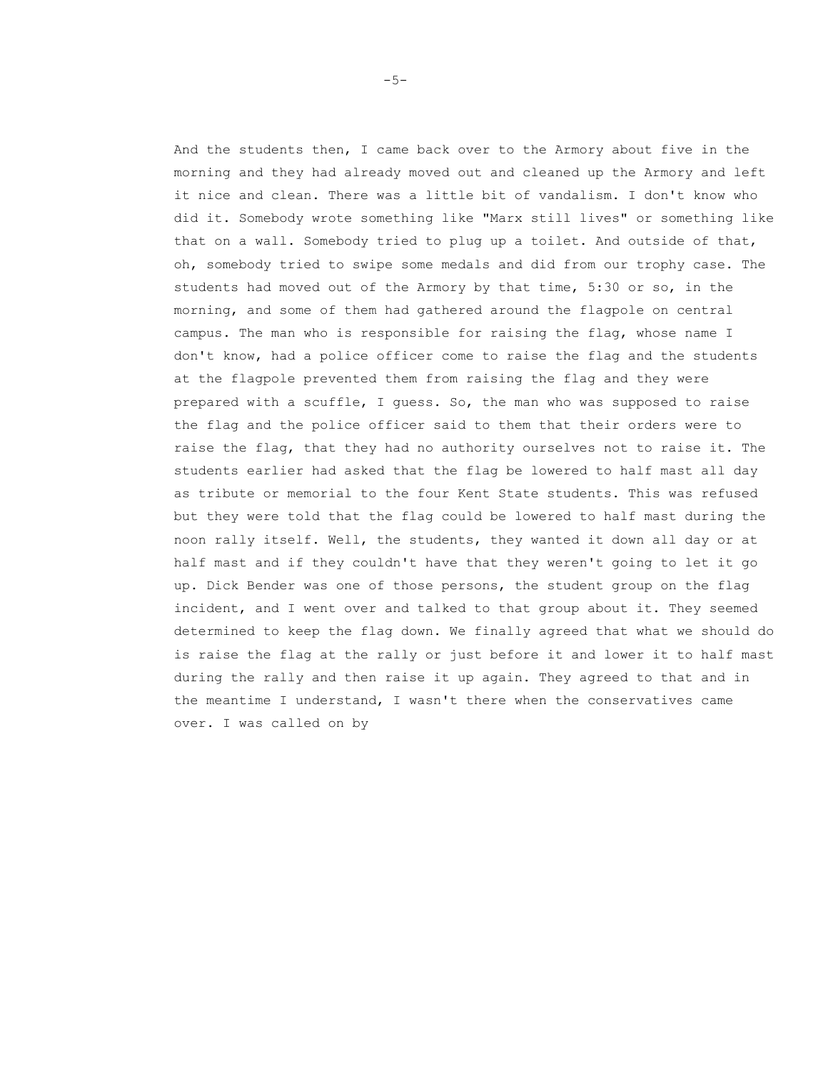And the students then, I came back over to the Armory about five in the morning and they had already moved out and cleaned up the Armory and left it nice and clean. There was a little bit of vandalism. I don't know who did it. Somebody wrote something like "Marx still lives" or something like that on a wall. Somebody tried to plug up a toilet. And outside of that, oh, somebody tried to swipe some medals and did from our trophy case. The students had moved out of the Armory by that time, 5:30 or so, in the morning, and some of them had gathered around the flagpole on central campus. The man who is responsible for raising the flag, whose name I don't know, had a police officer come to raise the flag and the students at the flagpole prevented them from raising the flag and they were prepared with a scuffle, I guess. So, the man who was supposed to raise the flag and the police officer said to them that their orders were to raise the flag, that they had no authority ourselves not to raise it. The students earlier had asked that the flag be lowered to half mast all day as tribute or memorial to the four Kent State students. This was refused but they were told that the flag could be lowered to half mast during the noon rally itself. Well, the students, they wanted it down all day or at half mast and if they couldn't have that they weren't going to let it go up. Dick Bender was one of those persons, the student group on the flag incident, and I went over and talked to that group about it. They seemed determined to keep the flag down. We finally agreed that what we should do is raise the flag at the rally or just before it and lower it to half mast during the rally and then raise it up again. They agreed to that and in the meantime I understand, I wasn't there when the conservatives came over. I was called on by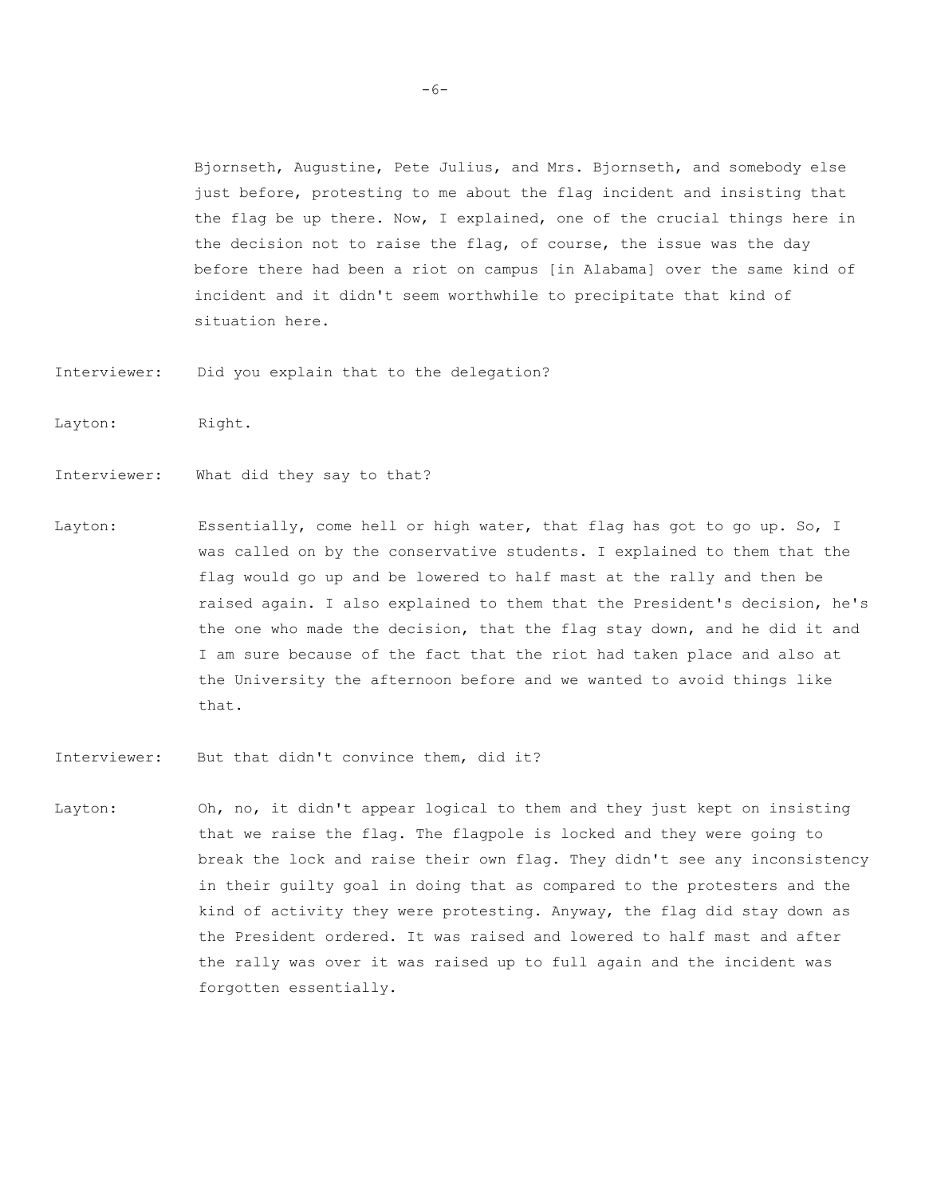Bjornseth, Augustine, Pete Julius, and Mrs. Bjornseth, and somebody else just before, protesting to me about the flag incident and insisting that the flag be up there. Now, I explained, one of the crucial things here in the decision not to raise the flag, of course, the issue was the day before there had been a riot on campus [in Alabama] over the same kind of incident and it didn't seem worthwhile to precipitate that kind of situation here.

Interviewer: Did you explain that to the delegation?

Layton: Right.

Interviewer: What did they say to that?

Layton: Essentially, come hell or high water, that flag has got to go up. So, I was called on by the conservative students. I explained to them that the flag would go up and be lowered to half mast at the rally and then be raised again. I also explained to them that the President's decision, he's the one who made the decision, that the flag stay down, and he did it and I am sure because of the fact that the riot had taken place and also at the University the afternoon before and we wanted to avoid things like that.

Interviewer: But that didn't convince them, did it?

Layton: Oh, no, it didn't appear logical to them and they just kept on insisting that we raise the flag. The flagpole is locked and they were going to break the lock and raise their own flag. They didn't see any inconsistency in their guilty goal in doing that as compared to the protesters and the kind of activity they were protesting. Anyway, the flag did stay down as the President ordered. It was raised and lowered to half mast and after the rally was over it was raised up to full again and the incident was forgotten essentially.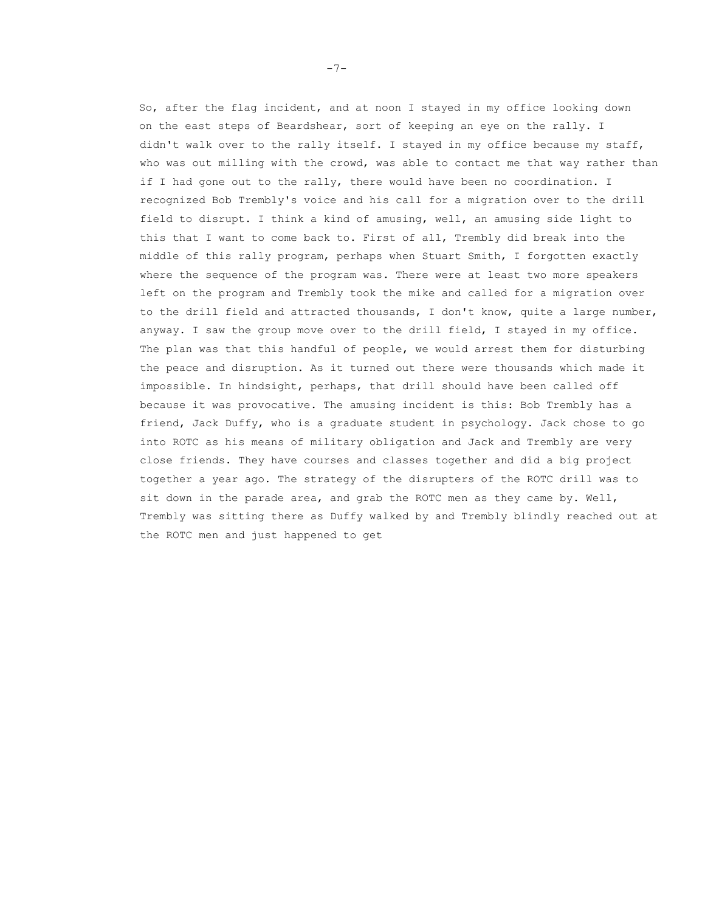So, after the flag incident, and at noon I stayed in my office looking down on the east steps of Beardshear, sort of keeping an eye on the rally. I didn't walk over to the rally itself. I stayed in my office because my staff, who was out milling with the crowd, was able to contact me that way rather than if I had gone out to the rally, there would have been no coordination. I recognized Bob Trembly's voice and his call for a migration over to the drill field to disrupt. I think a kind of amusing, well, an amusing side light to this that I want to come back to. First of all, Trembly did break into the middle of this rally program, perhaps when Stuart Smith, I forgotten exactly where the sequence of the program was. There were at least two more speakers left on the program and Trembly took the mike and called for a migration over to the drill field and attracted thousands, I don't know, quite a large number, anyway. I saw the group move over to the drill field, I stayed in my office. The plan was that this handful of people, we would arrest them for disturbing the peace and disruption. As it turned out there were thousands which made it impossible. In hindsight, perhaps, that drill should have been called off because it was provocative. The amusing incident is this: Bob Trembly has a friend, Jack Duffy, who is a graduate student in psychology. Jack chose to go into ROTC as his means of military obligation and Jack and Trembly are very close friends. They have courses and classes together and did a big project together a year ago. The strategy of the disrupters of the ROTC drill was to sit down in the parade area, and grab the ROTC men as they came by. Well, Trembly was sitting there as Duffy walked by and Trembly blindly reached out at the ROTC men and just happened to get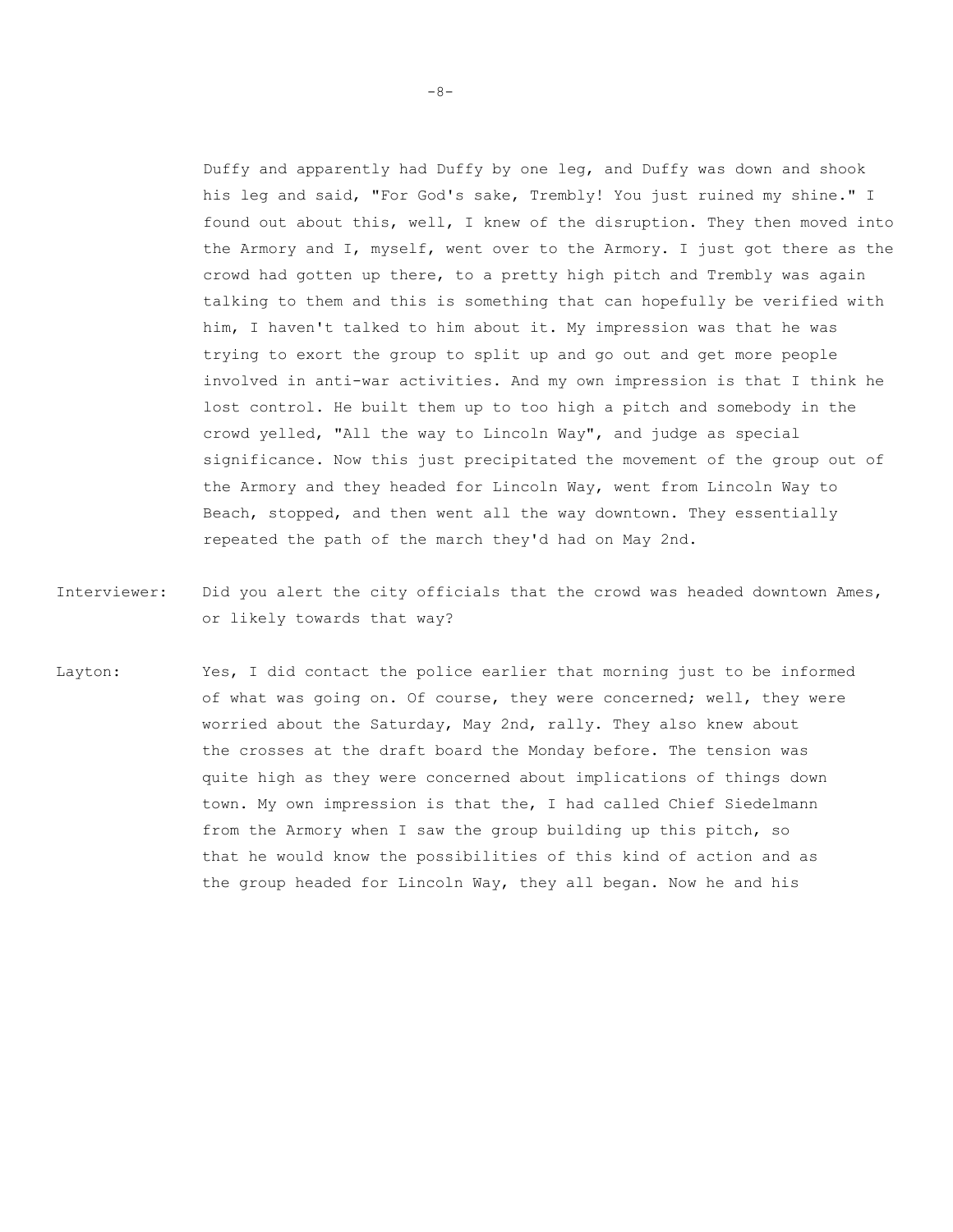Duffy and apparently had Duffy by one leg, and Duffy was down and shook his leg and said, "For God's sake, Trembly! You just ruined my shine." I found out about this, well, I knew of the disruption. They then moved into the Armory and I, myself, went over to the Armory. I just got there as the crowd had gotten up there, to a pretty high pitch and Trembly was again talking to them and this is something that can hopefully be verified with him, I haven't talked to him about it. My impression was that he was trying to exort the group to split up and go out and get more people involved in anti-war activities. And my own impression is that I think he lost control. He built them up to too high a pitch and somebody in the crowd yelled, "All the way to Lincoln Way", and judge as special significance. Now this just precipitated the movement of the group out of the Armory and they headed for Lincoln Way, went from Lincoln Way to Beach, stopped, and then went all the way downtown. They essentially repeated the path of the march they'd had on May 2nd.

Interviewer: Did you alert the city officials that the crowd was headed downtown Ames, or likely towards that way?

Layton: Yes, I did contact the police earlier that morning just to be informed of what was going on. Of course, they were concerned; well, they were worried about the Saturday, May 2nd, rally. They also knew about the crosses at the draft board the Monday before. The tension was quite high as they were concerned about implications of things down town. My own impression is that the, I had called Chief Siedelmann from the Armory when I saw the group building up this pitch, so that he would know the possibilities of this kind of action and as the group headed for Lincoln Way, they all began. Now he and his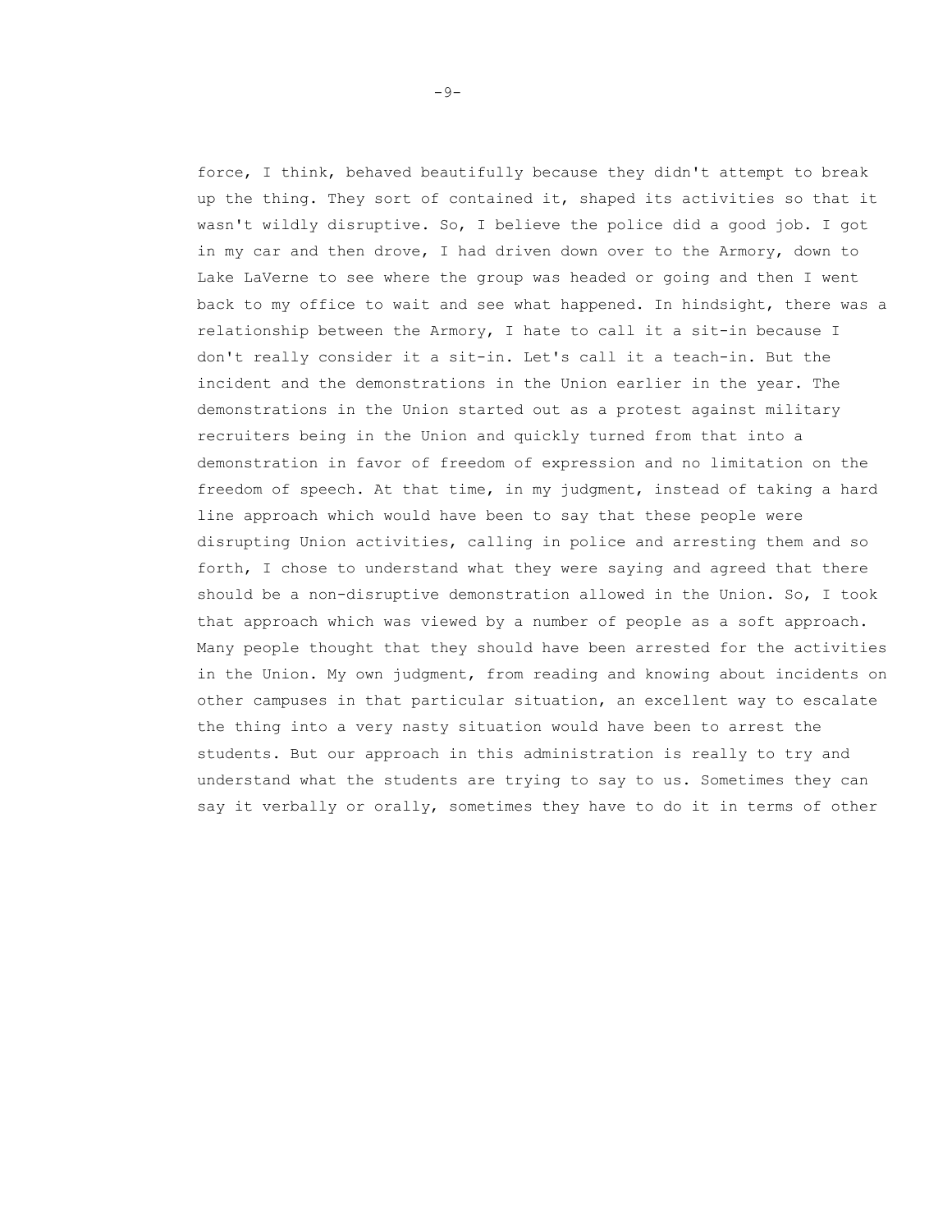force, I think, behaved beautifully because they didn't attempt to break up the thing. They sort of contained it, shaped its activities so that it wasn't wildly disruptive. So, I believe the police did a good job. I got in my car and then drove, I had driven down over to the Armory, down to Lake LaVerne to see where the group was headed or going and then I went back to my office to wait and see what happened. In hindsight, there was a relationship between the Armory, I hate to call it a sit-in because I don't really consider it a sit-in. Let's call it a teach-in. But the incident and the demonstrations in the Union earlier in the year. The demonstrations in the Union started out as a protest against military recruiters being in the Union and quickly turned from that into a demonstration in favor of freedom of expression and no limitation on the freedom of speech. At that time, in my judgment, instead of taking a hard line approach which would have been to say that these people were disrupting Union activities, calling in police and arresting them and so forth, I chose to understand what they were saying and agreed that there should be a non-disruptive demonstration allowed in the Union. So, I took that approach which was viewed by a number of people as a soft approach. Many people thought that they should have been arrested for the activities in the Union. My own judgment, from reading and knowing about incidents on other campuses in that particular situation, an excellent way to escalate the thing into a very nasty situation would have been to arrest the students. But our approach in this administration is really to try and understand what the students are trying to say to us. Sometimes they can say it verbally or orally, sometimes they have to do it in terms of other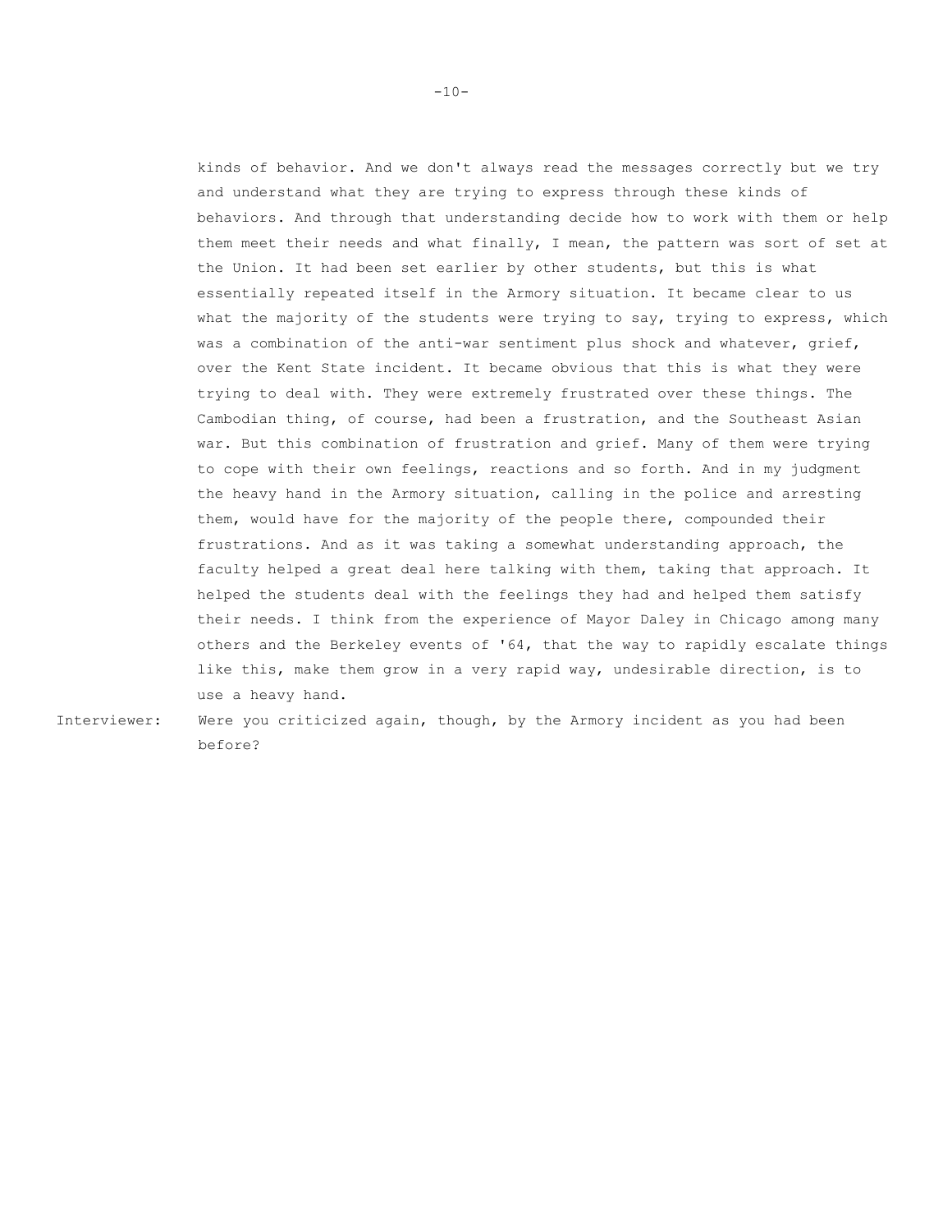kinds of behavior. And we don't always read the messages correctly but we try and understand what they are trying to express through these kinds of behaviors. And through that understanding decide how to work with them or help them meet their needs and what finally, I mean, the pattern was sort of set at the Union. It had been set earlier by other students, but this is what essentially repeated itself in the Armory situation. It became clear to us what the majority of the students were trying to say, trying to express, which was a combination of the anti-war sentiment plus shock and whatever, grief, over the Kent State incident. It became obvious that this is what they were trying to deal with. They were extremely frustrated over these things. The Cambodian thing, of course, had been a frustration, and the Southeast Asian war. But this combination of frustration and grief. Many of them were trying to cope with their own feelings, reactions and so forth. And in my judgment the heavy hand in the Armory situation, calling in the police and arresting them, would have for the majority of the people there, compounded their frustrations. And as it was taking a somewhat understanding approach, the faculty helped a great deal here talking with them, taking that approach. It helped the students deal with the feelings they had and helped them satisfy their needs. I think from the experience of Mayor Daley in Chicago among many others and the Berkeley events of '64, that the way to rapidly escalate things like this, make them grow in a very rapid way, undesirable direction, is to use a heavy hand.

Interviewer: Were you criticized again, though, by the Armory incident as you had been before?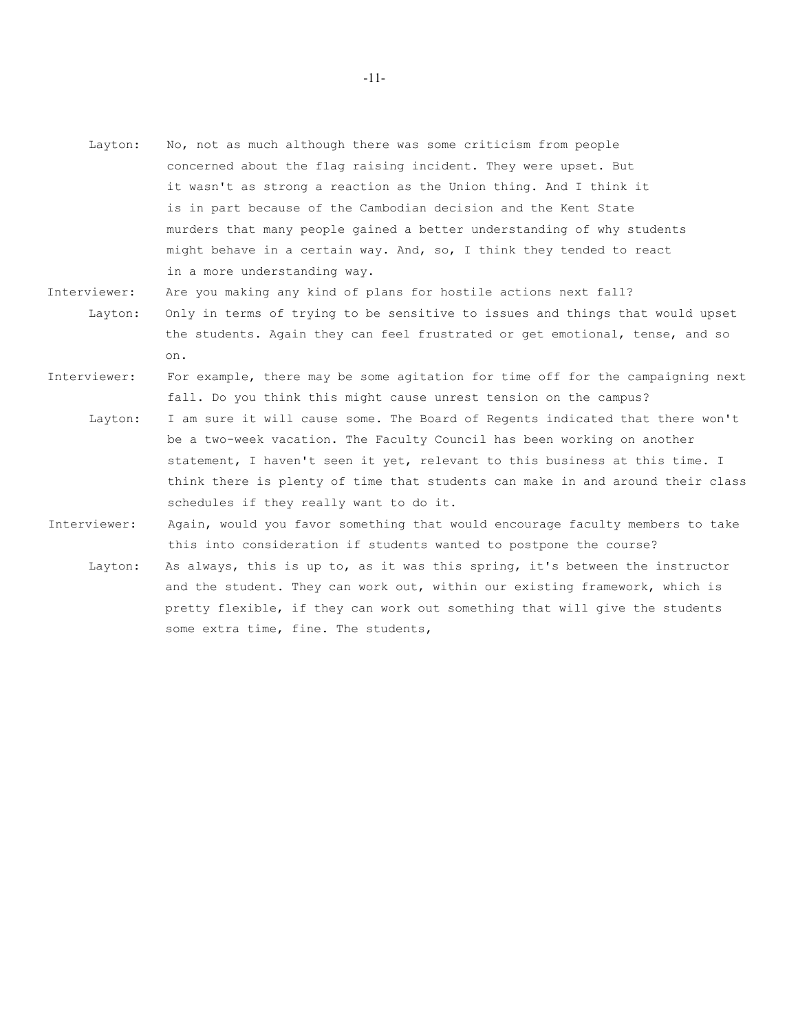**Layton:** No, not as much although there was some criticism from people concerned about the flag raising incident. They were upset. But it wasn't as strong a reaction as the Union thing. And I think it is in part because of the Cambodian decision and the Kent State murders that many people gained a better understanding of why students might behave in a certain way. And, so, I think they tended to react in a more understanding way.

**Interviewer:** Are you making any kind of plans for hostile actions next fall?

**Layton:** Only in terms of trying to be sensitive to issues and things that would upset the students. Again they can feel frustrated or get emotional, tense, and so on.

**Interviewer:** For example, there may be some agitation for time off for the campaigning next fall. Do you think this might cause unrest tension on the campus?

**Layton:** I am sure it will cause some. The Board of Regents indicated that there won't be a two-week vacation. The Faculty Council has been working on another statement, I haven't seen it yet, relevant to this business at this time. I think there is plenty of time that students can make in and around their class schedules if they really want to do it.

**Interviewer:** Again, would you favor something that would encourage faculty members to take this into consideration if students wanted to postpone the course?

**Layton:** As always, this is up to, as it was this spring, it's between the instructor and the student. They can work out, within our existing framework, which is pretty flexible, if they can work out something that will give the students some extra time, fine. The students,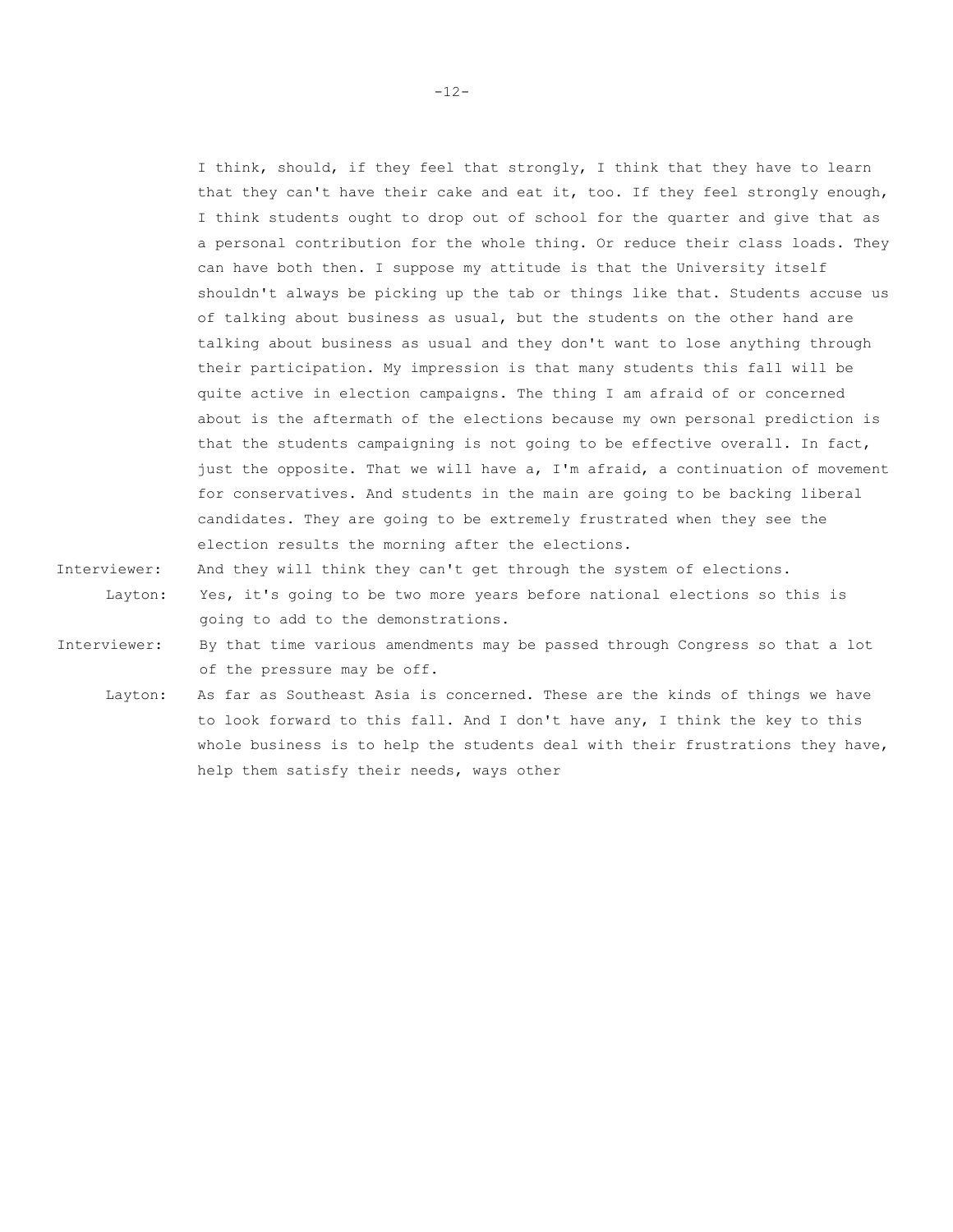I think, should, if they feel that strongly, I think that they have to learn that they can't have their cake and eat it, too. If they feel strongly enough, I think students ought to drop out of school for the quarter and give that as a personal contribution for the whole thing. Or reduce their class loads. They can have both then. I suppose my attitude is that the University itself shouldn't always be picking up the tab or things like that. Students accuse us of talking about business as usual, but the students on the other hand are talking about business as usual and they don't want to lose anything through their participation. My impression is that many students this fall will be quite active in election campaigns. The thing I am afraid of or concerned about is the aftermath of the elections because my own personal prediction is that the students campaigning is not going to be effective overall. In fact, just the opposite. That we will have a, I'm afraid, a continuation of movement for conservatives. And students in the main are going to be backing liberal candidates. They are going to be extremely frustrated when they see the election results the morning after the elections.

Interviewer: And they will think they can't get through the system of elections.

Layton: Yes, it's going to be two more years before national elections so this is going to add to the demonstrations.

Interviewer: By that time various amendments may be passed through Congress so that a lot of the pressure may be off.

Layton: As far as Southeast Asia is concerned. These are the kinds of things we have to look forward to this fall. And I don't have any, I think the key to this whole business is to help the students deal with their frustrations they have, help them satisfy their needs, ways other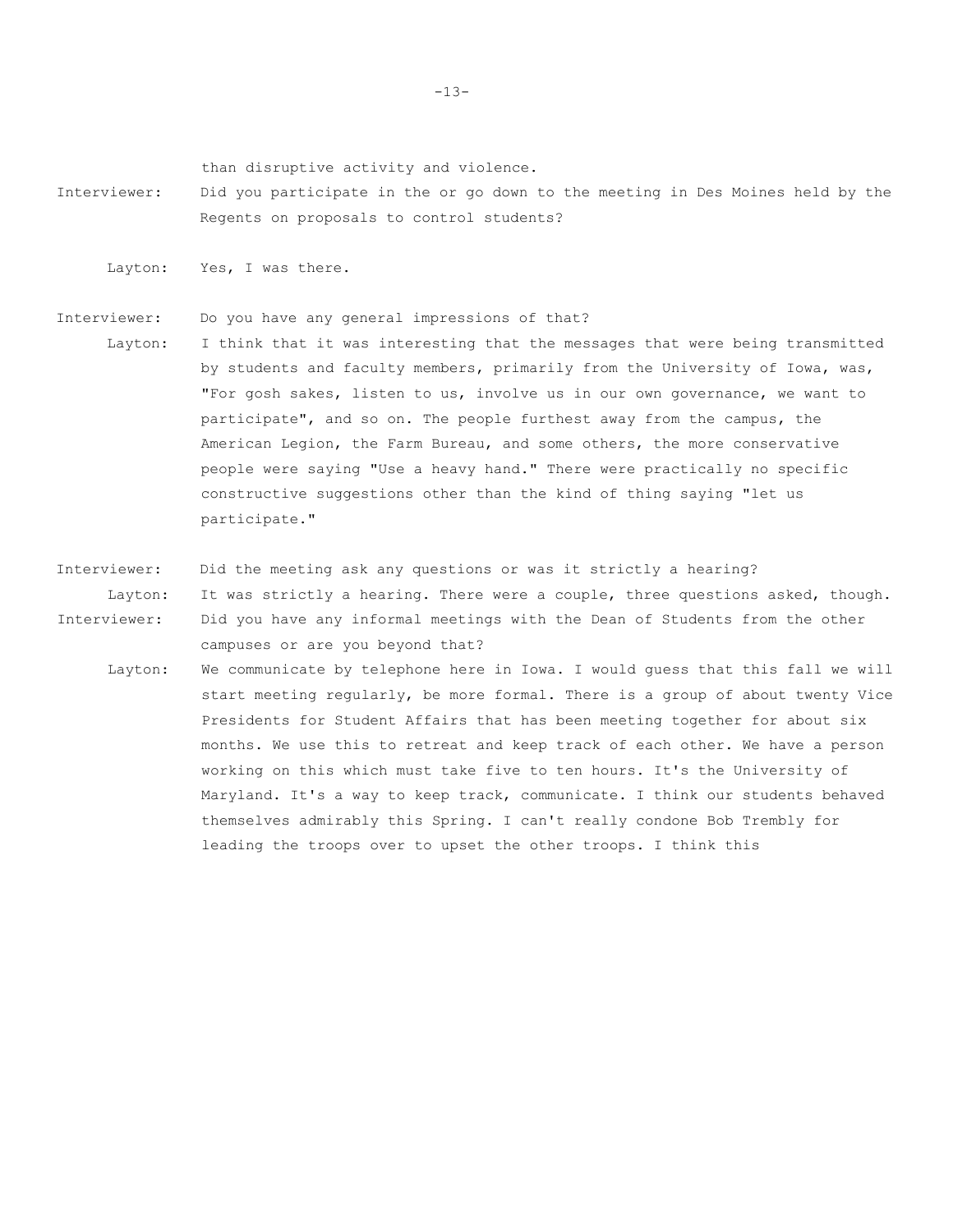than disruptive activity and violence.

Interviewer: Did you participate in the or go down to the meeting in Des Moines held by the Regents on proposals to control students?

Layton: Yes, I was there.

Interviewer: Do you have any general impressions of that?

Layton: I think that it was interesting that the messages that were being transmitted by students and faculty members, primarily from the University of Iowa, was, "For gosh sakes, listen to us, involve us in our own governance, we want to participate", and so on. The people furthest away from the campus, the American Legion, the Farm Bureau, and some others, the more conservative people were saying "Use a heavy hand." There were practically no specific constructive suggestions other than the kind of thing saying "let us participate."

Interviewer: Did the meeting ask any questions or was it strictly a hearing?

Layton: It was strictly a hearing. There were a couple, three questions asked, though.

Interviewer: Did you have any informal meetings with the Dean of Students from the other campuses or are you beyond that?

Layton: We communicate by telephone here in Iowa. I would guess that this fall we will start meeting regularly, be more formal. There is a group of about twenty Vice Presidents for Student Affairs that has been meeting together for about six months. We use this to retreat and keep track of each other. We have a person working on this which must take five to ten hours. It's the University of Maryland. It's a way to keep track, communicate. I think our students behaved themselves admirably this Spring. I can't really condone Bob Trembly for leading the troops over to upset the other troops. I think this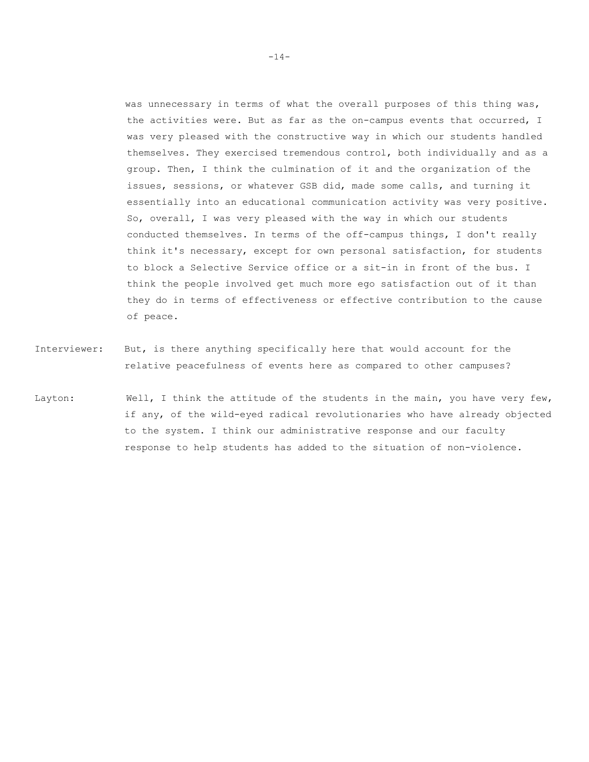was unnecessary in terms of what the overall purposes of this thing was, the activities were. But as far as the on-campus events that occurred, I was very pleased with the constructive way in which our students handled themselves. They exercised tremendous control, both individually and as a group. Then, I think the culmination of it and the organization of the issues, sessions, or whatever GSB did, made some calls, and turning it essentially into an educational communication activity was very positive. So, overall, I was very pleased with the way in which our students conducted themselves. In terms of the off-campus things, I don't really think it's necessary, except for own personal satisfaction, for students to block a Selective Service office or a sit-in in front of the bus. I think the people involved get much more ego satisfaction out of it than they do in terms of effectiveness or effective contribution to the cause of peace.

Interviewer: But, is there anything specifically here that would account for the relative peacefulness of events here as compared to other campuses?

Layton: Well, I think the attitude of the students in the main, you have very few, if any, of the wild-eyed radical revolutionaries who have already objected to the system. I think our administrative response and our faculty response to help students has added to the situation of non-violence.